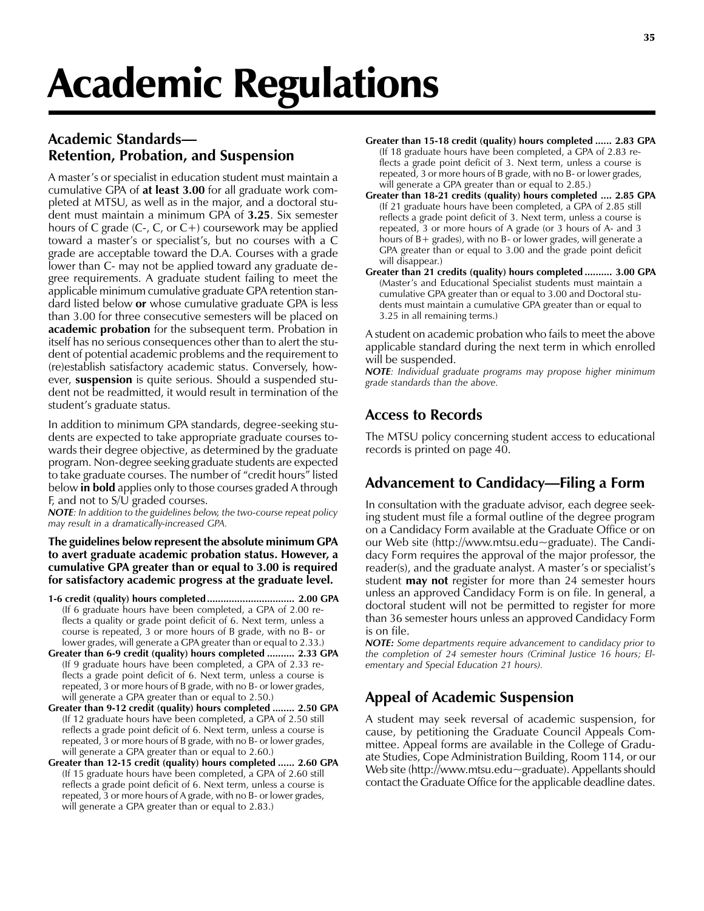# Academic Regulations

## Academic Standards—Retention, Probation, and Suspension

A master's or specialist in education student must maintain a cumulative GPA of **at least 3.00** for all graduate work completed at MTSU, as well as in the major, and a doctoral student must maintain a minimum GPA of **3.25**. Six semester hours of C grade (C-, C, or C+) coursework may be applied toward a master's or specialist's, but no courses with a C grade are acceptable toward the D.A. Courses with a grade lower than C- may not be applied toward any graduate degree requirements. A graduate student failing to meet the applicable minimum cumulative graduate GPA retention standard listed below **or** whose cumulative graduate GPA is less than 3.00 for three consecutive semesters will be placed on **academic probation** for the subsequent term. Probation in itself has no serious consequences other than to alert the student of potential academic problems and the requirement to (re)establish satisfactory academic status. Conversely, however, **suspension** is quite serious. Should a suspended student not be readmitted, it would result in termination of the student's graduate status.

In addition to minimum GPA standards, degree-seeking students are expected to take appropriate graduate courses towards their degree objective, as determined by the graduate program. Non-degree seeking graduate students are expected to take graduate courses. The number of "credit hours" listed below **in bold** applies only to those courses graded A through F, and not to S/U graded courses.

***NOTE**: In addition to the guidelines below, the two-course repeat policy may result in a dramatically-increased GPA.*

**The guidelines below represent the absolute minimum GPA to avert graduate academic probation status. However, a cumulative GPA greater than or equal to 3.00 is required for satisfactory academic progress at the graduate level.**

**1-6 credit (quality) hours completed ................................ 2.00 GPA**
(If 6 graduate hours have been completed, a GPA of 2.00 reflects a quality or grade point deficit of 6. Next term, unless a course is repeated, 3 or more hours of B grade, with no B- or lower grades, will generate a GPA greater than or equal to 2.33.)

**Greater than 6-9 credit (quality) hours completed .......... 2.33 GPA**
(If 9 graduate hours have been completed, a GPA of 2.33 reflects a grade point deficit of 6. Next term, unless a course is repeated, 3 or more hours of B grade, with no B- or lower grades, will generate a GPA greater than or equal to 2.50.)

**Greater than 9-12 credit (quality) hours completed ........ 2.50 GPA**
(If 12 graduate hours have been completed, a GPA of 2.50 still reflects a grade point deficit of 6. Next term, unless a course is repeated, 3 or more hours of B grade, with no B- or lower grades, will generate a GPA greater than or equal to 2.60.)

**Greater than 12-15 credit (quality) hours completed ...... 2.60 GPA**
(If 15 graduate hours have been completed, a GPA of 2.60 still reflects a grade point deficit of 6. Next term, unless a course is repeated, 3 or more hours of A grade, with no B- or lower grades, will generate a GPA greater than or equal to 2.83.)

**Greater than 15-18 credit (quality) hours completed ...... 2.83 GPA**
(If 18 graduate hours have been completed, a GPA of 2.83 reflects a grade point deficit of 3. Next term, unless a course is repeated, 3 or more hours of B grade, with no B- or lower grades, will generate a GPA greater than or equal to 2.85.)

**Greater than 18-21 credits (quality) hours completed .... 2.85 GPA**
(If 21 graduate hours have been completed, a GPA of 2.85 still reflects a grade point deficit of 3. Next term, unless a course is repeated, 3 or more hours of A grade (or 3 hours of A- and 3 hours of B+ grades), with no B- or lower grades, will generate a GPA greater than or equal to 3.00 and the grade point deficit will disappear.)

**Greater than 21 credits (quality) hours completed .......... 3.00 GPA**
(Master's and Educational Specialist students must maintain a cumulative GPA greater than or equal to 3.00 and Doctoral students must maintain a cumulative GPA greater than or equal to 3.25 in all remaining terms.)

A student on academic probation who fails to meet the above applicable standard during the next term in which enrolled will be suspended.

***NOTE**: Individual graduate programs may propose higher minimum grade standards than the above.*

## Access to Records

The MTSU policy concerning student access to educational records is printed on page 40.

## Advancement to Candidacy—Filing a Form

In consultation with the graduate advisor, each degree seeking student must file a formal outline of the degree program on a Candidacy Form available at the Graduate Office or on our Web site (http://www.mtsu.edu~graduate). The Candidacy Form requires the approval of the major professor, the reader(s), and the graduate analyst. A master's or specialist's student **may not** register for more than 24 semester hours unless an approved Candidacy Form is on file. In general, a doctoral student will not be permitted to register for more than 36 semester hours unless an approved Candidacy Form is on file.

***NOTE:** Some departments require advancement to candidacy prior to the completion of 24 semester hours (Criminal Justice 16 hours; Elementary and Special Education 21 hours).*

## Appeal of Academic Suspension

A student may seek reversal of academic suspension, for cause, by petitioning the Graduate Council Appeals Committee. Appeal forms are available in the College of Graduate Studies, Cope Administration Building, Room 114, or our Web site (http://www.mtsu.edu~graduate). Appellants should contact the Graduate Office for the applicable deadline dates.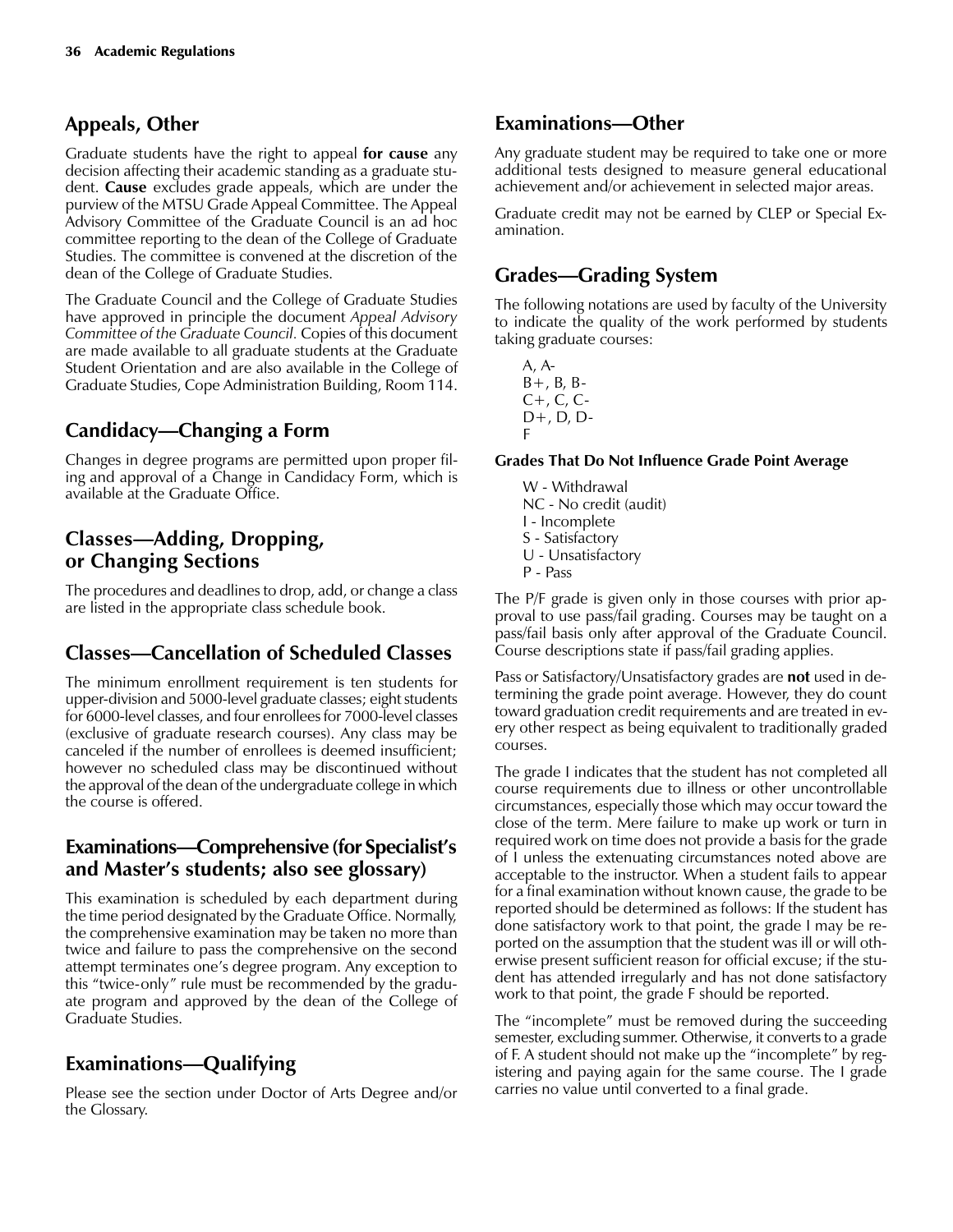## Appeals, Other

Graduate students have the right to appeal **for cause** any decision affecting their academic standing as a graduate student. **Cause** excludes grade appeals, which are under the purview of the MTSU Grade Appeal Committee. The Appeal Advisory Committee of the Graduate Council is an ad hoc committee reporting to the dean of the College of Graduate Studies. The committee is convened at the discretion of the dean of the College of Graduate Studies.

The Graduate Council and the College of Graduate Studies have approved in principle the document *Appeal Advisory Committee of the Graduate Council.* Copies of this document are made available to all graduate students at the Graduate Student Orientation and are also available in the College of Graduate Studies, Cope Administration Building, Room 114.

## Candidacy—Changing a Form

Changes in degree programs are permitted upon proper filing and approval of a Change in Candidacy Form, which is available at the Graduate Office.

## Classes—Adding, Dropping, or Changing Sections

The procedures and deadlines to drop, add, or change a class are listed in the appropriate class schedule book.

## Classes—Cancellation of Scheduled Classes

The minimum enrollment requirement is ten students for upper-division and 5000-level graduate classes; eight students for 6000-level classes, and four enrollees for 7000-level classes (exclusive of graduate research courses). Any class may be canceled if the number of enrollees is deemed insufficient; however no scheduled class may be discontinued without the approval of the dean of the undergraduate college in which the course is offered.

## Examinations—Comprehensive (for Specialist's and Master's students; also see glossary)

This examination is scheduled by each department during the time period designated by the Graduate Office. Normally, the comprehensive examination may be taken no more than twice and failure to pass the comprehensive on the second attempt terminates one's degree program. Any exception to this "twice-only" rule must be recommended by the graduate program and approved by the dean of the College of Graduate Studies.

## Examinations—Qualifying

Please see the section under Doctor of Arts Degree and/or the Glossary.

## Examinations—Other

Any graduate student may be required to take one or more additional tests designed to measure general educational achievement and/or achievement in selected major areas.

Graduate credit may not be earned by CLEP or Special Examination.

## Grades—Grading System

The following notations are used by faculty of the University to indicate the quality of the work performed by students taking graduate courses:

A, A-
B+, B, B-
C+, C, C-
D+, D, D-
F

**Grades That Do Not Influence Grade Point Average**

W - Withdrawal
NC - No credit (audit)
I - Incomplete
S - Satisfactory
U - Unsatisfactory
P - Pass

The P/F grade is given only in those courses with prior approval to use pass/fail grading. Courses may be taught on a pass/fail basis only after approval of the Graduate Council. Course descriptions state if pass/fail grading applies.

Pass or Satisfactory/Unsatisfactory grades are **not** used in determining the grade point average. However, they do count toward graduation credit requirements and are treated in every other respect as being equivalent to traditionally graded courses.

The grade I indicates that the student has not completed all course requirements due to illness or other uncontrollable circumstances, especially those which may occur toward the close of the term. Mere failure to make up work or turn in required work on time does not provide a basis for the grade of I unless the extenuating circumstances noted above are acceptable to the instructor. When a student fails to appear for a final examination without known cause, the grade to be reported should be determined as follows: If the student has done satisfactory work to that point, the grade I may be reported on the assumption that the student was ill or will otherwise present sufficient reason for official excuse; if the student has attended irregularly and has not done satisfactory work to that point, the grade F should be reported.

The "incomplete" must be removed during the succeeding semester, excluding summer. Otherwise, it converts to a grade of F. A student should not make up the "incomplete" by registering and paying again for the same course. The I grade carries no value until converted to a final grade.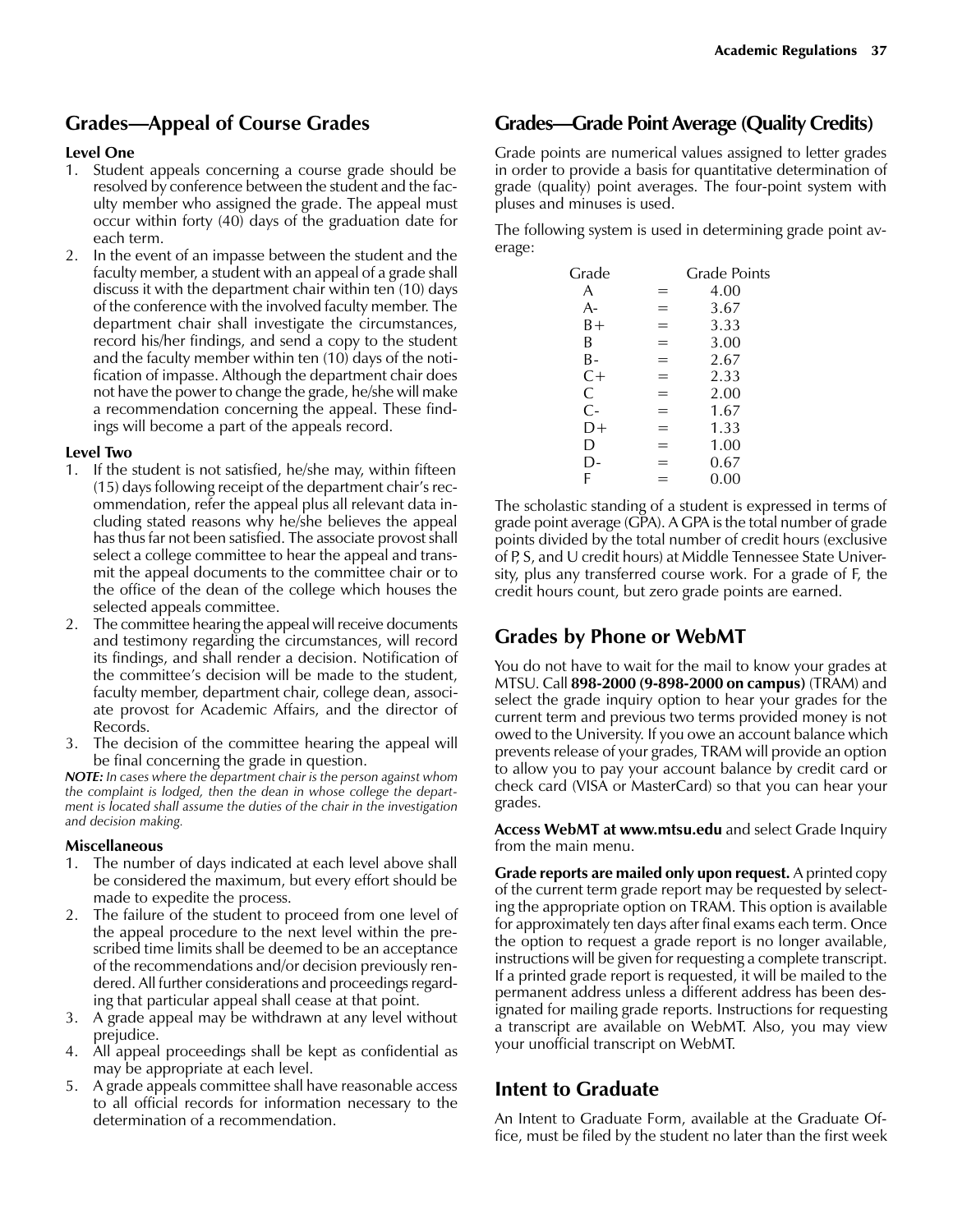## Grades—Appeal of Course Grades

**Level One**

1. Student appeals concerning a course grade should be resolved by conference between the student and the faculty member who assigned the grade. The appeal must occur within forty (40) days of the graduation date for each term.
2. In the event of an impasse between the student and the faculty member, a student with an appeal of a grade shall discuss it with the department chair within ten (10) days of the conference with the involved faculty member. The department chair shall investigate the circumstances, record his/her findings, and send a copy to the student and the faculty member within ten (10) days of the notification of impasse. Although the department chair does not have the power to change the grade, he/she will make a recommendation concerning the appeal. These findings will become a part of the appeals record.

**Level Two**

1. If the student is not satisfied, he/she may, within fifteen (15) days following receipt of the department chair's recommendation, refer the appeal plus all relevant data including stated reasons why he/she believes the appeal has thus far not been satisfied. The associate provost shall select a college committee to hear the appeal and transmit the appeal documents to the committee chair or to the office of the dean of the college which houses the selected appeals committee.
2. The committee hearing the appeal will receive documents and testimony regarding the circumstances, will record its findings, and shall render a decision. Notification of the committee's decision will be made to the student, faculty member, department chair, college dean, associate provost for Academic Affairs, and the director of Records.
3. The decision of the committee hearing the appeal will be final concerning the grade in question.

***NOTE:*** *In cases where the department chair is the person against whom the complaint is lodged, then the dean in whose college the department is located shall assume the duties of the chair in the investigation and decision making.*

**Miscellaneous**

1. The number of days indicated at each level above shall be considered the maximum, but every effort should be made to expedite the process.
2. The failure of the student to proceed from one level of the appeal procedure to the next level within the prescribed time limits shall be deemed to be an acceptance of the recommendations and/or decision previously rendered. All further considerations and proceedings regarding that particular appeal shall cease at that point.
3. A grade appeal may be withdrawn at any level without prejudice.
4. All appeal proceedings shall be kept as confidential as may be appropriate at each level.
5. A grade appeals committee shall have reasonable access to all official records for information necessary to the determination of a recommendation.

## Grades—Grade Point Average (Quality Credits)

Grade points are numerical values assigned to letter grades in order to provide a basis for quantitative determination of grade (quality) point averages. The four-point system with pluses and minuses is used.

The following system is used in determining grade point average:

| Grade | | Grade Points |
|---|---|---|
| A | = | 4.00 |
| A- | = | 3.67 |
| B+ | = | 3.33 |
| B | = | 3.00 |
| B- | = | 2.67 |
| C+ | = | 2.33 |
| C | = | 2.00 |
| C- | = | 1.67 |
| D+ | = | 1.33 |
| D | = | 1.00 |
| D- | = | 0.67 |
| F | = | 0.00 |

The scholastic standing of a student is expressed in terms of grade point average (GPA). A GPA is the total number of grade points divided by the total number of credit hours (exclusive of P, S, and U credit hours) at Middle Tennessee State University, plus any transferred course work. For a grade of F, the credit hours count, but zero grade points are earned.

## Grades by Phone or WebMT

You do not have to wait for the mail to know your grades at MTSU. Call **898-2000 (9-898-2000 on campus)** (TRAM) and select the grade inquiry option to hear your grades for the current term and previous two terms provided money is not owed to the University. If you owe an account balance which prevents release of your grades, TRAM will provide an option to allow you to pay your account balance by credit card or check card (VISA or MasterCard) so that you can hear your grades.

**Access WebMT at www.mtsu.edu** and select Grade Inquiry from the main menu.

**Grade reports are mailed only upon request.** A printed copy of the current term grade report may be requested by selecting the appropriate option on TRAM. This option is available for approximately ten days after final exams each term. Once the option to request a grade report is no longer available, instructions will be given for requesting a complete transcript. If a printed grade report is requested, it will be mailed to the permanent address unless a different address has been designated for mailing grade reports. Instructions for requesting a transcript are available on WebMT. Also, you may view your unofficial transcript on WebMT.

## Intent to Graduate

An Intent to Graduate Form, available at the Graduate Office, must be filed by the student no later than the first week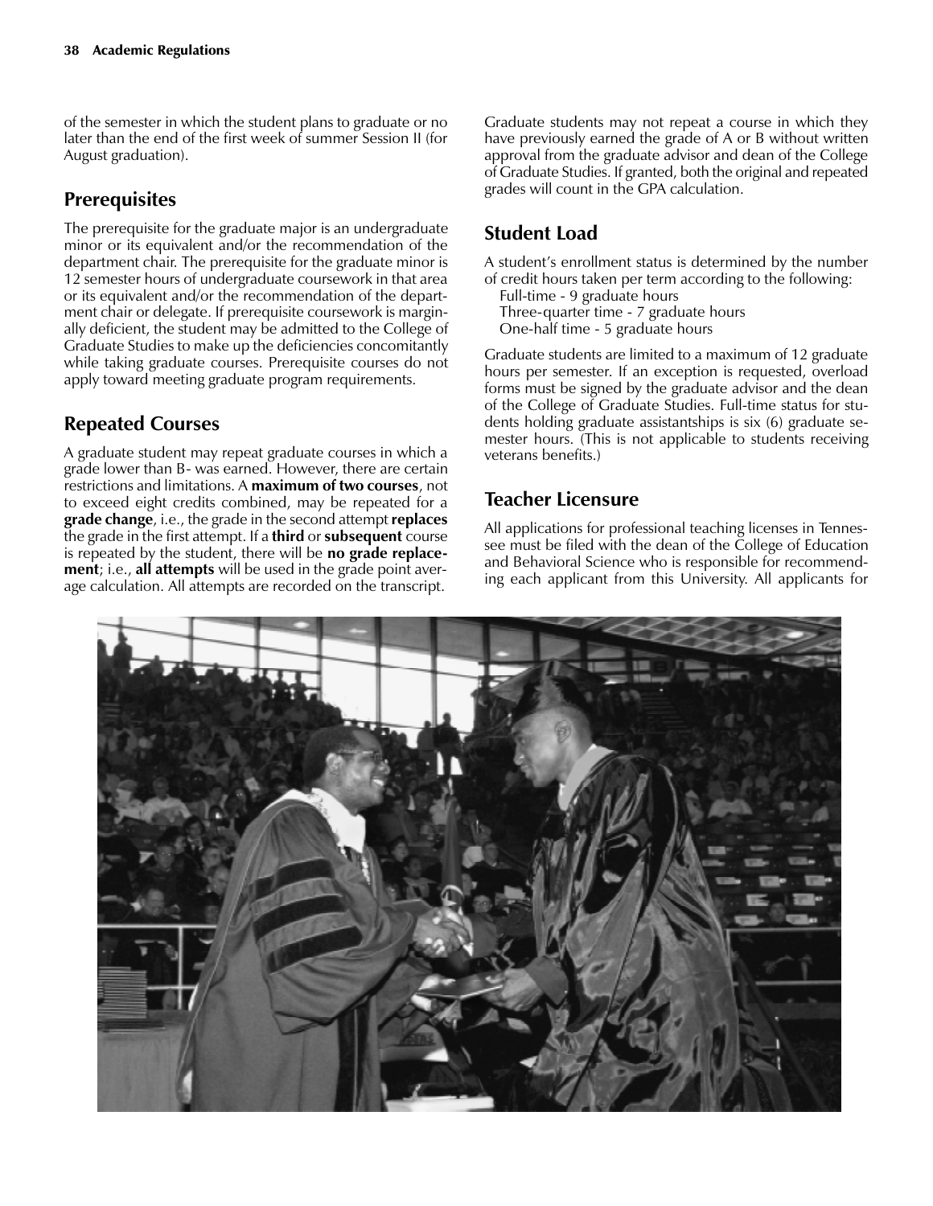of the semester in which the student plans to graduate or no later than the end of the first week of summer Session II (for August graduation).

## Prerequisites

The prerequisite for the graduate major is an undergraduate minor or its equivalent and/or the recommendation of the department chair. The prerequisite for the graduate minor is 12 semester hours of undergraduate coursework in that area or its equivalent and/or the recommendation of the department chair or delegate. If prerequisite coursework is marginally deficient, the student may be admitted to the College of Graduate Studies to make up the deficiencies concomitantly while taking graduate courses. Prerequisite courses do not apply toward meeting graduate program requirements.

## Repeated Courses

A graduate student may repeat graduate courses in which a grade lower than B- was earned. However, there are certain restrictions and limitations. A **maximum of two courses**, not to exceed eight credits combined, may be repeated for a **grade change**, i.e., the grade in the second attempt **replaces** the grade in the first attempt. If a **third** or **subsequent** course is repeated by the student, there will be **no grade replacement**; i.e., **all attempts** will be used in the grade point average calculation. All attempts are recorded on the transcript.

Graduate students may not repeat a course in which they have previously earned the grade of A or B without written approval from the graduate advisor and dean of the College of Graduate Studies. If granted, both the original and repeated grades will count in the GPA calculation.

## Student Load

A student's enrollment status is determined by the number of credit hours taken per term according to the following:

Full-time - 9 graduate hours
Three-quarter time - 7 graduate hours
One-half time - 5 graduate hours

Graduate students are limited to a maximum of 12 graduate hours per semester. If an exception is requested, overload forms must be signed by the graduate advisor and the dean of the College of Graduate Studies. Full-time status for students holding graduate assistantships is six (6) graduate semester hours. (This is not applicable to students receiving veterans benefits.)

## Teacher Licensure

All applications for professional teaching licenses in Tennessee must be filed with the dean of the College of Education and Behavioral Science who is responsible for recommending each applicant from this University. All applicants for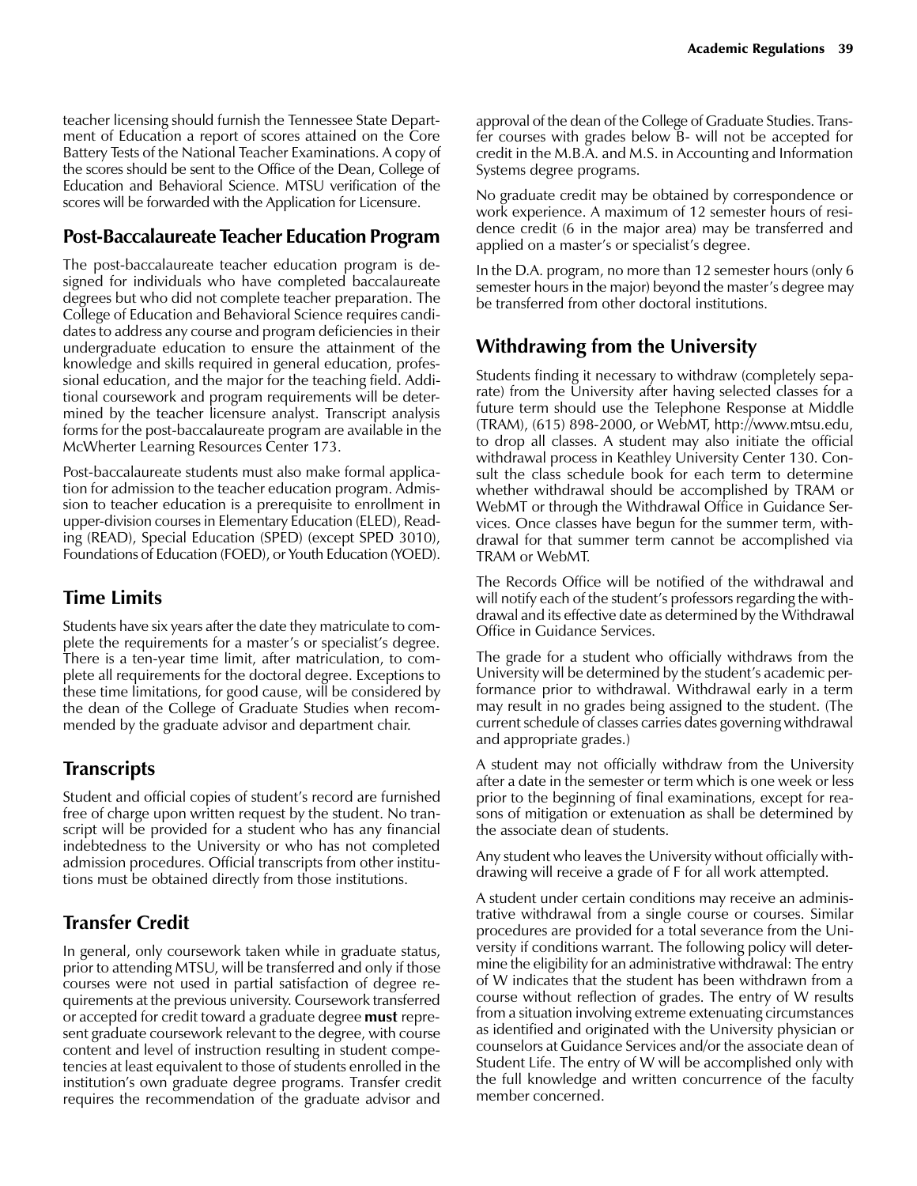teacher licensing should furnish the Tennessee State Department of Education a report of scores attained on the Core Battery Tests of the National Teacher Examinations. A copy of the scores should be sent to the Office of the Dean, College of Education and Behavioral Science. MTSU verification of the scores will be forwarded with the Application for Licensure.

## Post-Baccalaureate Teacher Education Program

The post-baccalaureate teacher education program is designed for individuals who have completed baccalaureate degrees but who did not complete teacher preparation. The College of Education and Behavioral Science requires candidates to address any course and program deficiencies in their undergraduate education to ensure the attainment of the knowledge and skills required in general education, professional education, and the major for the teaching field. Additional coursework and program requirements will be determined by the teacher licensure analyst. Transcript analysis forms for the post-baccalaureate program are available in the McWherter Learning Resources Center 173.

Post-baccalaureate students must also make formal application for admission to the teacher education program. Admission to teacher education is a prerequisite to enrollment in upper-division courses in Elementary Education (ELED), Reading (READ), Special Education (SPED) (except SPED 3010), Foundations of Education (FOED), or Youth Education (YOED).

## Time Limits

Students have six years after the date they matriculate to complete the requirements for a master's or specialist's degree. There is a ten-year time limit, after matriculation, to complete all requirements for the doctoral degree. Exceptions to these time limitations, for good cause, will be considered by the dean of the College of Graduate Studies when recommended by the graduate advisor and department chair.

## Transcripts

Student and official copies of student's record are furnished free of charge upon written request by the student. No transcript will be provided for a student who has any financial indebtedness to the University or who has not completed admission procedures. Official transcripts from other institutions must be obtained directly from those institutions.

## Transfer Credit

In general, only coursework taken while in graduate status, prior to attending MTSU, will be transferred and only if those courses were not used in partial satisfaction of degree requirements at the previous university. Coursework transferred or accepted for credit toward a graduate degree **must** represent graduate coursework relevant to the degree, with course content and level of instruction resulting in student competencies at least equivalent to those of students enrolled in the institution's own graduate degree programs. Transfer credit requires the recommendation of the graduate advisor and approval of the dean of the College of Graduate Studies. Transfer courses with grades below B- will not be accepted for credit in the M.B.A. and M.S. in Accounting and Information Systems degree programs.

No graduate credit may be obtained by correspondence or work experience. A maximum of 12 semester hours of residence credit (6 in the major area) may be transferred and applied on a master's or specialist's degree.

In the D.A. program, no more than 12 semester hours (only 6 semester hours in the major) beyond the master's degree may be transferred from other doctoral institutions.

## Withdrawing from the University

Students finding it necessary to withdraw (completely separate) from the University after having selected classes for a future term should use the Telephone Response at Middle (TRAM), (615) 898-2000, or WebMT, http://www.mtsu.edu, to drop all classes. A student may also initiate the official withdrawal process in Keathley University Center 130. Consult the class schedule book for each term to determine whether withdrawal should be accomplished by TRAM or WebMT or through the Withdrawal Office in Guidance Services. Once classes have begun for the summer term, withdrawal for that summer term cannot be accomplished via TRAM or WebMT.

The Records Office will be notified of the withdrawal and will notify each of the student's professors regarding the withdrawal and its effective date as determined by the Withdrawal Office in Guidance Services.

The grade for a student who officially withdraws from the University will be determined by the student's academic performance prior to withdrawal. Withdrawal early in a term may result in no grades being assigned to the student. (The current schedule of classes carries dates governing withdrawal and appropriate grades.)

A student may not officially withdraw from the University after a date in the semester or term which is one week or less prior to the beginning of final examinations, except for reasons of mitigation or extenuation as shall be determined by the associate dean of students.

Any student who leaves the University without officially withdrawing will receive a grade of F for all work attempted.

A student under certain conditions may receive an administrative withdrawal from a single course or courses. Similar procedures are provided for a total severance from the University if conditions warrant. The following policy will determine the eligibility for an administrative withdrawal: The entry of W indicates that the student has been withdrawn from a course without reflection of grades. The entry of W results from a situation involving extreme extenuating circumstances as identified and originated with the University physician or counselors at Guidance Services and/or the associate dean of Student Life. The entry of W will be accomplished only with the full knowledge and written concurrence of the faculty member concerned.